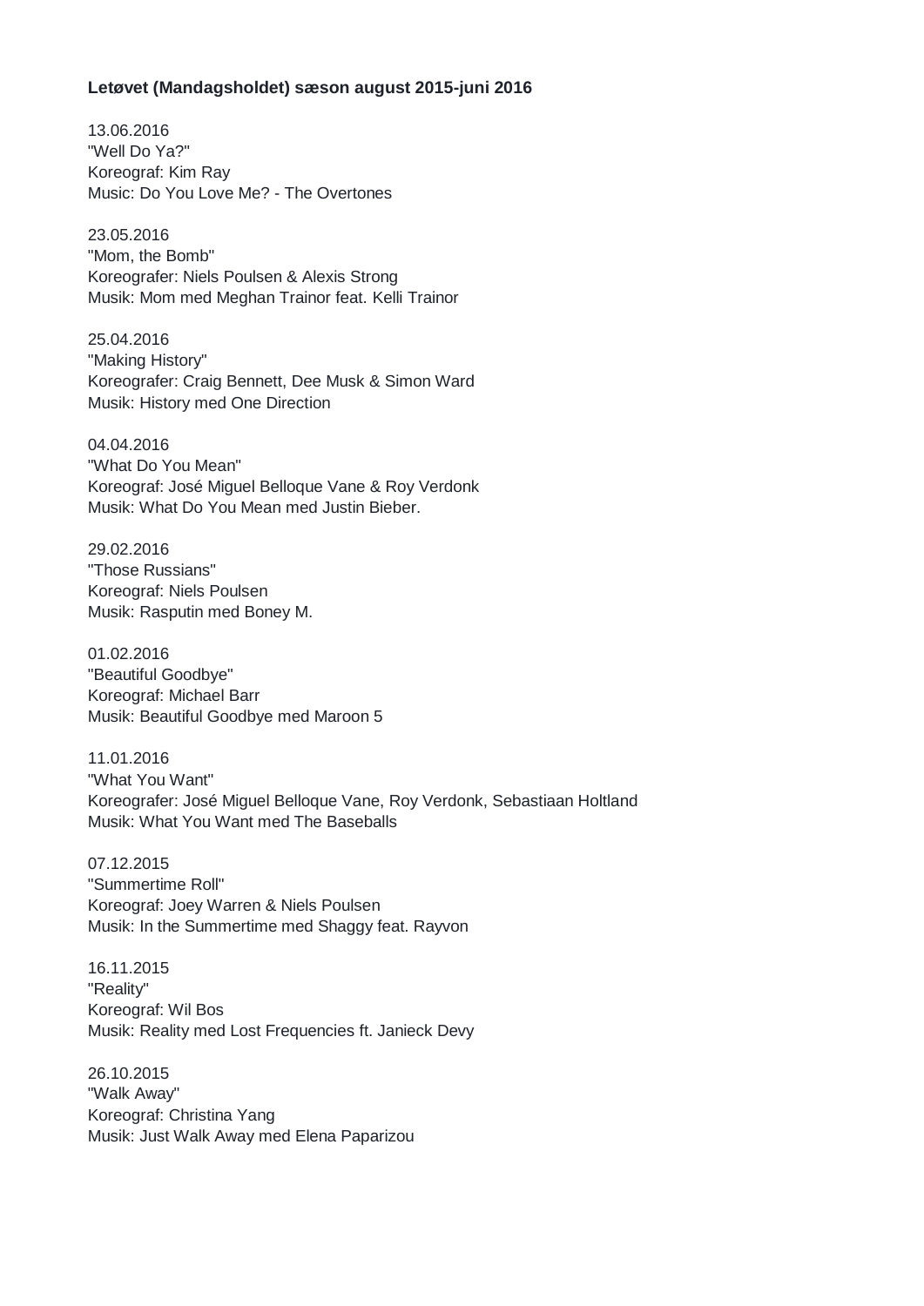**Letøvet (Mandagsholdet) sæson august 2015-juni 2016**

13.06.2016
"Well Do Ya?"
Koreograf: Kim Ray
Music: Do You Love Me? - The Overtones

23.05.2016
"Mom, the Bomb"
Koreografer: Niels Poulsen & Alexis Strong
Musik: Mom med Meghan Trainor feat. Kelli Trainor

25.04.2016
"Making History"
Koreografer: Craig Bennett, Dee Musk & Simon Ward
Musik: History med One Direction

04.04.2016
"What Do You Mean"
Koreograf: José Miguel Belloque Vane & Roy Verdonk
Musik: What Do You Mean med Justin Bieber.

29.02.2016
"Those Russians"
Koreograf: Niels Poulsen
Musik: Rasputin med Boney M.

01.02.2016
"Beautiful Goodbye"
Koreograf: Michael Barr
Musik: Beautiful Goodbye med Maroon 5

11.01.2016
"What You Want"
Koreografer: José Miguel Belloque Vane, Roy Verdonk, Sebastiaan Holtland
Musik: What You Want med The Baseballs

07.12.2015
"Summertime Roll"
Koreograf: Joey Warren & Niels Poulsen
Musik: In the Summertime med Shaggy feat. Rayvon

16.11.2015
"Reality"
Koreograf: Wil Bos
Musik: Reality med Lost Frequencies ft. Janieck Devy

26.10.2015
"Walk Away"
Koreograf: Christina Yang
Musik: Just Walk Away med Elena Paparizou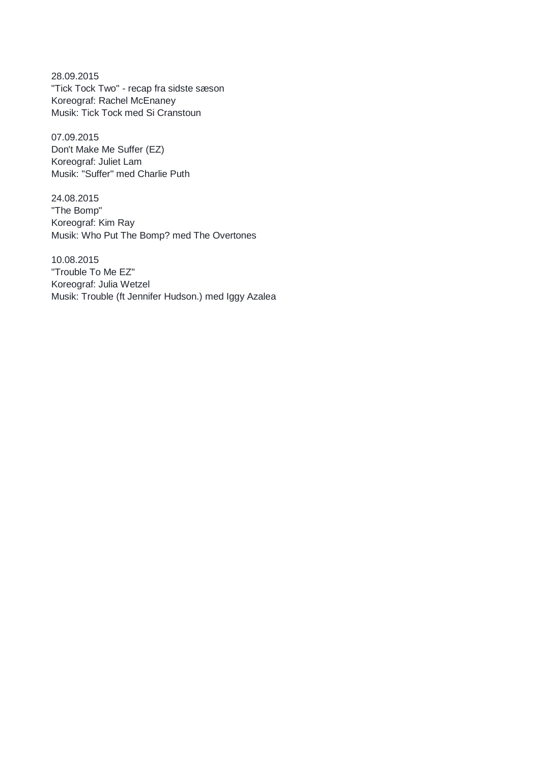28.09.2015
"Tick Tock Two" - recap fra sidste sæson
Koreograf: Rachel McEnaney
Musik: Tick Tock med Si Cranstoun

07.09.2015
Don't Make Me Suffer (EZ)
Koreograf: Juliet Lam
Musik: "Suffer" med Charlie Puth

24.08.2015
"The Bomp"
Koreograf: Kim Ray
Musik: Who Put The Bomp? med The Overtones

10.08.2015
"Trouble To Me EZ"
Koreograf: Julia Wetzel
Musik: Trouble (ft Jennifer Hudson.) med Iggy Azalea